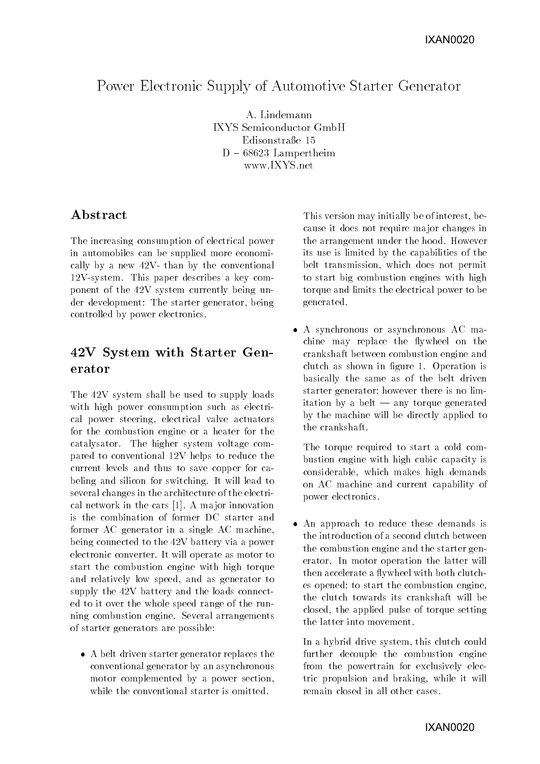# Power Electronic Supply of Automotive Starter Generator

A. Lindemann
IXYS Semiconductor GmbH
Edisonstraße 15
D – 68623 Lampertheim
www.IXYS.net

## Abstract

The increasing consumption of electrical power in automobiles can be supplied more economically by a new 42V- than by the conventional 12V-system. This paper describes a key component of the 42V system currently being under development: The starter generator, being controlled by power electronics.

## 42V System with Starter Generator

The 42V system shall be used to supply loads with high power consumption such as electrical power steering, electrical valve actuators for the combustion engine or a heater for the catalysator. The higher system voltage compared to conventional 12V helps to reduce the current levels and thus to save copper for cabeling and silicon for switching. It will lead to several changes in the architecture of the electrical network in the cars [1]. A major innovation is the combination of former DC starter and former AC generator in a single AC machine, being connected to the 42V battery via a power electronic converter. It will operate as motor to start the combustion engine with high torque and relatively low speed, and as generator to supply the 42V battery and the loads connected to it over the whole speed range of the running combustion engine. Several arrangements of starter generators are possible:

- A belt driven starter generator replaces the conventional generator by an asynchronous motor complemented by a power section, while the conventional starter is omitted.

  This version may initially be of interest, because it does not require major changes in the arrangement under the hood. However its use is limited by the capabilities of the belt transmission, which does not permit to start big combustion engines with high torque and limits the electrical power to be generated.

- A synchronous or asynchronous AC machine may replace the flywheel on the crankshaft between combustion engine and clutch as shown in figure 1. Operation is basically the same as of the belt driven starter generator; however there is no limitation by a belt — any torque generated by the machine will be directly applied to the crankshaft.

  The torque required to start a cold combustion engine with high cubic capacity is considerable, which makes high demands on AC machine and current capability of power electronics.

- An approach to reduce these demands is the introduction of a second clutch between the combustion engine and the starter generator. In motor operation the latter will then accelerate a flywheel with both clutches opened; to start the combustion engine, the clutch towards its crankshaft will be closed, the applied pulse of torque setting the latter into movement.

  In a hybrid drive system, this clutch could further decouple the combustion engine from the powertrain for exclusively electric propulsion and braking, while it will remain closed in all other cases.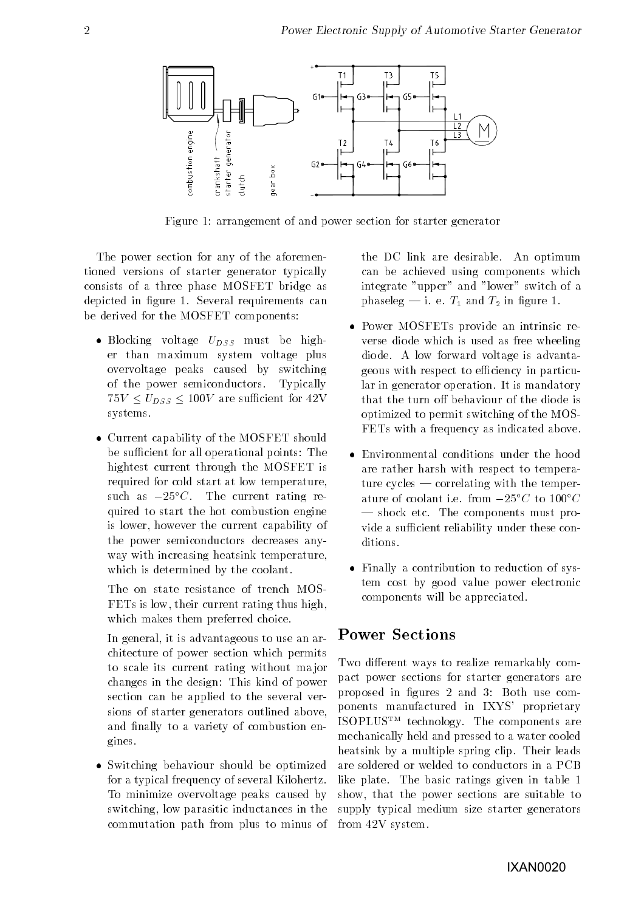Figure 1: arrangement of and power section for starter generator

The power section for any of the aforementioned versions of starter generator typically consists of a three phase MOSFET bridge as depicted in figure 1. Several requirements can be derived for the MOSFET components:

- Blocking voltage $U_{DSS}$ must be higher than maximum system voltage plus overvoltage peaks caused by switching of the power semiconductors. Typically $75V \leq U_{DSS} \leq 100V$ are sufficient for 42V systems.

- Current capability of the MOSFET should be sufficient for all operational points: The hightest current through the MOSFET is required for cold start at low temperature, such as $-25°C$. The current rating required to start the hot combustion engine is lower, however the current capability of the power semiconductors decreases anyway with increasing heatsink temperature, which is determined by the coolant.

  The on state resistance of trench MOSFETs is low, their current rating thus high, which makes them preferred choice.

  In general, it is advantageous to use an architecture of power section which permits to scale its current rating without major changes in the design: This kind of power section can be applied to the several versions of starter generators outlined above, and finally to a variety of combustion engines.

- Switching behaviour should be optimized for a typical frequency of several Kilohertz. To minimize overvoltage peaks caused by switching, low parasitic inductances in the commutation path from plus to minus of the DC link are desirable. An optimum can be achieved using components which integrate "upper" and "lower" switch of a phaseleg — i. e. $T_1$ and $T_2$ in figure 1.

- Power MOSFETs provide an intrinsic reverse diode which is used as free wheeling diode. A low forward voltage is advantageous with respect to efficiency in particular in generator operation. It is mandatory that the turn off behaviour of the diode is optimized to permit switching of the MOSFETs with a frequency as indicated above.

- Environmental conditions under the hood are rather harsh with respect to temperature cycles — correlating with the temperature of coolant i.e. from $-25°C$ to $100°C$ — shock etc. The components must provide a sufficient reliability under these conditions.

- Finally a contribution to reduction of system cost by good value power electronic components will be appreciated.

## Power Sections

Two different ways to realize remarkably compact power sections for starter generators are proposed in figures 2 and 3: Both use components manufactured in IXYS' proprietary ISOPLUS™ technology. The components are mechanically held and pressed to a water cooled heatsink by a multiple spring clip. Their leads are soldered or welded to conductors in a PCB like plate. The basic ratings given in table 1 show, that the power sections are suitable to supply typical medium size starter generators from 42V system.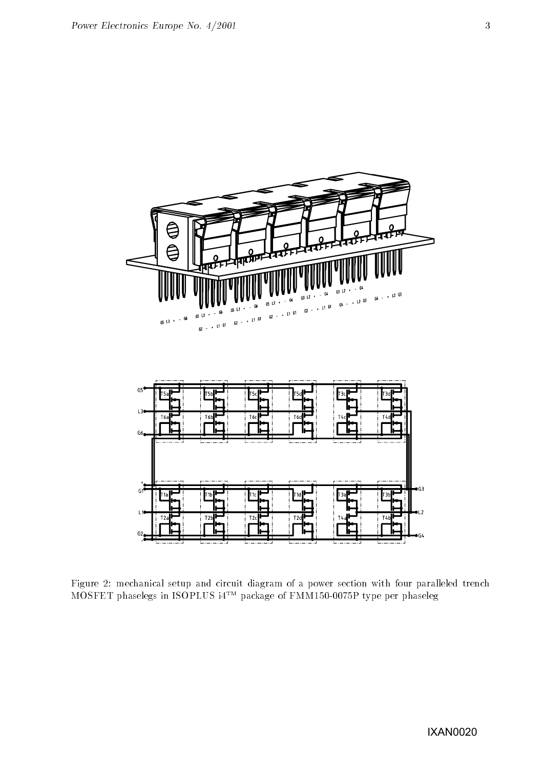Figure 2: mechanical setup and circuit diagram of a power section with four paralleled trench MOSFET phaselegs in ISOPLUS i4™ package of FMM150-0075P type per phaseleg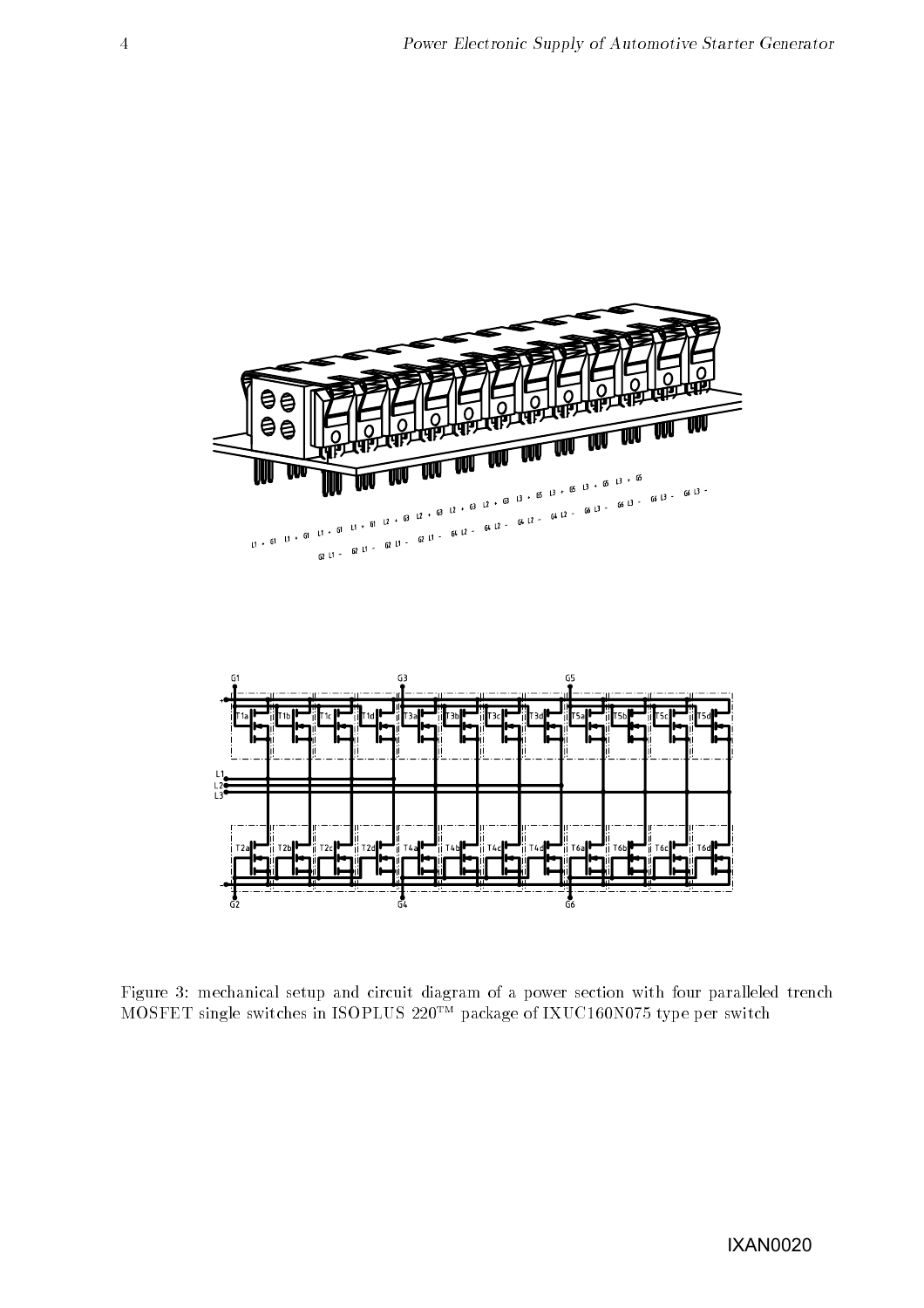Figure 3: mechanical setup and circuit diagram of a power section with four paralleled trench MOSFET single switches in ISOPLUS 220™ package of IXUC160N075 type per switch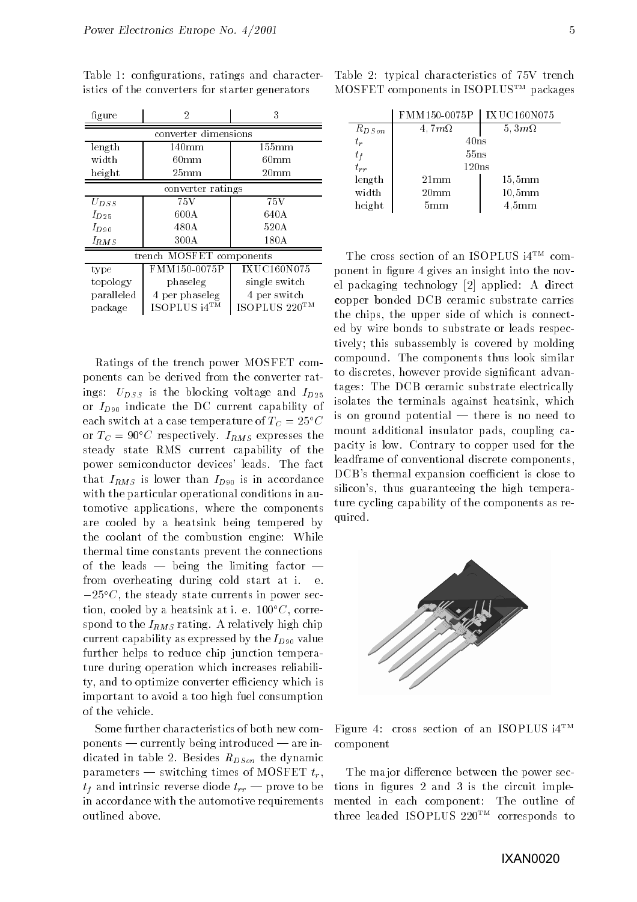Table 1: configurations, ratings and characteristics of the converters for starter generators

| figure | 2 | 3 |
|---|---|---|
| converter dimensions | | |
| length | 140mm | 155mm |
| width | 60mm | 60mm |
| height | 25mm | 20mm |
| converter ratings | | |
| $U_{DSS}$ | 75V | 75V |
| $I_{D25}$ | 600A | 640A |
| $I_{D90}$ | 480A | 520A |
| $I_{RMS}$ | 300A | 180A |
| trench MOSFET components | | |
| type | FMM150-0075P | IXUC160N075 |
| topology | phaseleg | single switch |
| paralleled | 4 per phaseleg | 4 per switch |
| package | ISOPLUS i4™ | ISOPLUS 220™ |

Ratings of the trench power MOSFET components can be derived from the converter ratings: $U_{DSS}$ is the blocking voltage and $I_{D25}$ or $I_{D90}$ indicate the DC current capability of each switch at a case temperature of $T_C = 25°C$ or $T_C = 90°C$ respectively. $I_{RMS}$ expresses the steady state RMS current capability of the power semiconductor devices' leads. The fact that $I_{RMS}$ is lower than $I_{D90}$ is in accordance with the particular operational conditions in automotive applications, where the components are cooled by a heatsink being tempered by the coolant of the combustion engine: While thermal time constants prevent the connections of the leads — being the limiting factor — from overheating during cold start at i. e. $-25°C$, the steady state currents in power section, cooled by a heatsink at i. e. $100°C$, correspond to the $I_{RMS}$ rating. A relatively high chip current capability as expressed by the $I_{D90}$ value further helps to reduce chip junction temperature during operation which increases reliability, and to optimize converter efficiency which is important to avoid a too high fuel consumption of the vehicle.

Some further characteristics of both new components — currently being introduced — are indicated in table 2. Besides $R_{DSon}$ the dynamic parameters — switching times of MOSFET $t_r$, $t_f$ and intrinsic reverse diode $t_{rr}$ — prove to be in accordance with the automotive requirements outlined above.

Table 2: typical characteristics of 75V trench MOSFET components in ISOPLUS™ packages

| | FMM150-0075P | IXUC160N075 |
|---|---|---|
| $R_{DSon}$ | $4,7m\Omega$ | $5,3m\Omega$ |
| $t_r$ | 40ns | 40ns |
| $t_f$ | 55ns | 55ns |
| $t_{rr}$ | 120ns | 120ns |
| length | 21mm | 15,5mm |
| width | 20mm | 10,5mm |
| height | 5mm | 4,5mm |

The cross section of an ISOPLUS i4™ component in figure 4 gives an insight into the novel packaging technology [2] applied: A **d**irect **c**opper **b**onded DCB ceramic substrate carries the chips, the upper side of which is connected by wire bonds to substrate or leads respectively; this subassembly is covered by molding compound. The components thus look similar to discretes, however provide significant advantages: The DCB ceramic substrate electrically isolates the terminals against heatsink, which is on ground potential — there is no need to mount additional insulator pads, coupling capacity is low. Contrary to copper used for the leadframe of conventional discrete components, DCB's thermal expansion coefficient is close to silicon's, thus guaranteeing the high temperature cycling capability of the components as required.

Figure 4: cross section of an ISOPLUS i4™ component

The major difference between the power sections in figures 2 and 3 is the circuit implemented in each component: The outline of three leaded ISOPLUS 220™ corresponds to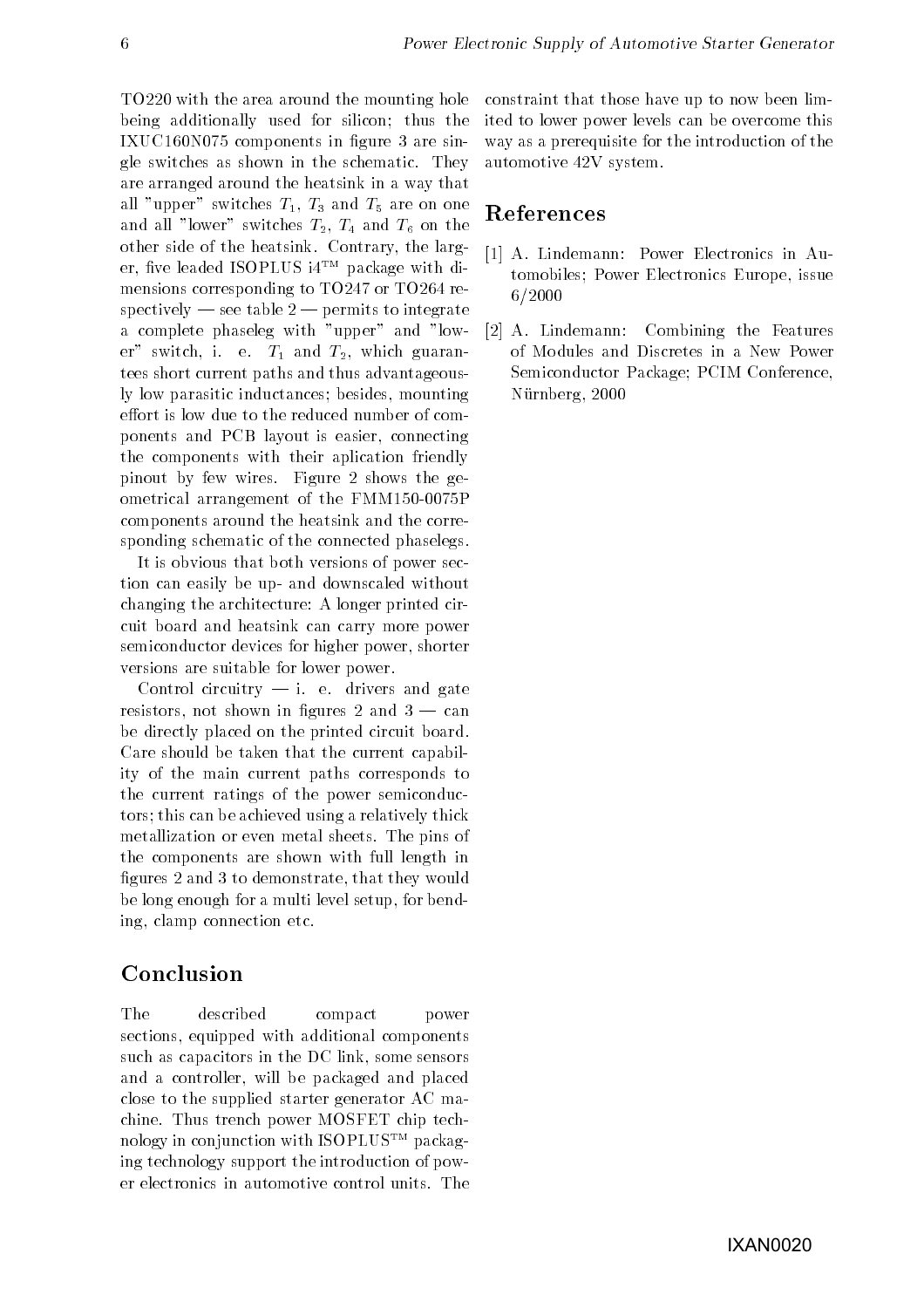TO220 with the area around the mounting hole being additionally used for silicon; thus the IXUC160N075 components in figure 3 are single switches as shown in the schematic. They are arranged around the heatsink in a way that all "upper" switches $T_1$, $T_3$ and $T_5$ are on one and all "lower" switches $T_2$, $T_4$ and $T_6$ on the other side of the heatsink. Contrary, the larger, five leaded ISOPLUS i4™ package with dimensions corresponding to TO247 or TO264 respectively — see table 2 — permits to integrate a complete phaseleg with "upper" and "lower" switch, i. e. $T_1$ and $T_2$, which guarantees short current paths and thus advantageously low parasitic inductances; besides, mounting effort is low due to the reduced number of components and PCB layout is easier, connecting the components with their aplication friendly pinout by few wires. Figure 2 shows the geometrical arrangement of the FMM150-0075P components around the heatsink and the corresponding schematic of the connected phaselegs.

It is obvious that both versions of power section can easily be up- and downscaled without changing the architecture: A longer printed circuit board and heatsink can carry more power semiconductor devices for higher power, shorter versions are suitable for lower power.

Control circuitry — i. e. drivers and gate resistors, not shown in figures 2 and 3 — can be directly placed on the printed circuit board. Care should be taken that the current capability of the main current paths corresponds to the current ratings of the power semiconductors; this can be achieved using a relatively thick metallization or even metal sheets. The pins of the components are shown with full length in figures 2 and 3 to demonstrate, that they would be long enough for a multi level setup, for bending, clamp connection etc.

## Conclusion

The described compact power sections, equipped with additional components such as capacitors in the DC link, some sensors and a controller, will be packaged and placed close to the supplied starter generator AC machine. Thus trench power MOSFET chip technology in conjunction with ISOPLUS™ packaging technology support the introduction of power electronics in automotive control units. The constraint that those have up to now been limited to lower power levels can be overcome this way as a prerequisite for the introduction of the automotive 42V system.

## References

[1] A. Lindemann: Power Electronics in Automobiles; Power Electronics Europe, issue 6/2000

[2] A. Lindemann: Combining the Features of Modules and Discretes in a New Power Semiconductor Package; PCIM Conference, Nürnberg, 2000